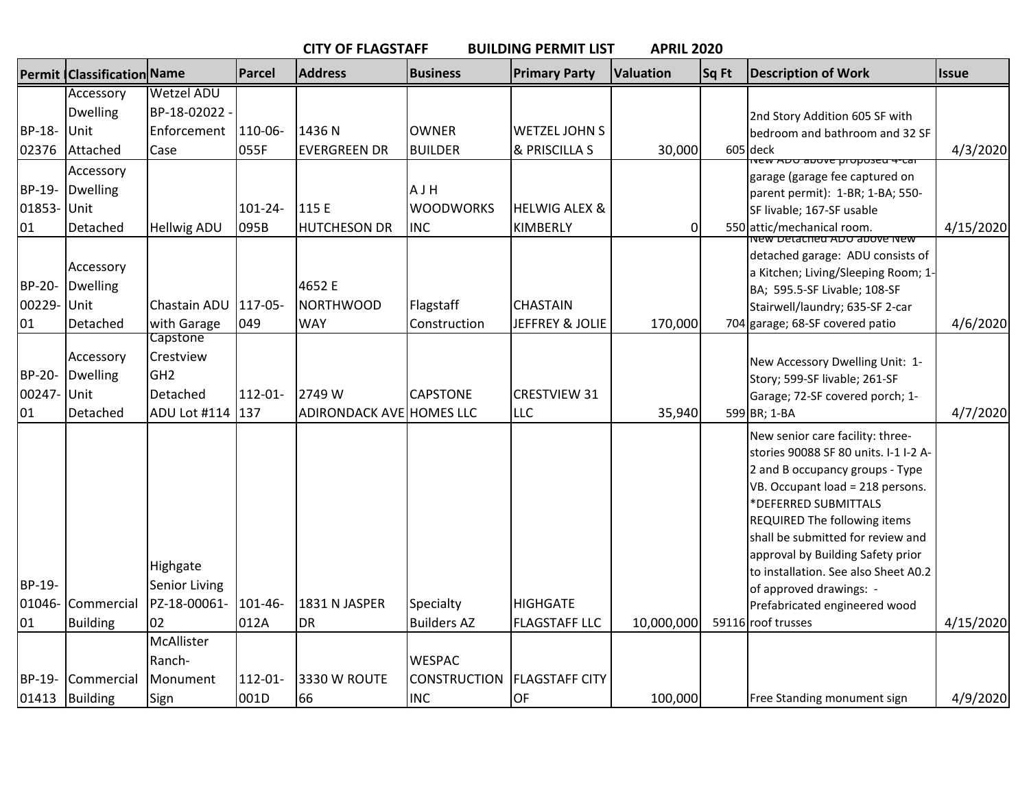# CITY OF FLAGSTAFF BUILDING PERMIT LIST APRIL 2020

| Permit | Classification | Name | Parcel | Address | Business | Primary Party | Valuation | Sq Ft | Description of Work | Issue |
|---|---|---|---|---|---|---|---|---|---|---|
| BP-18-02376 | Accessory Dwelling Unit Attached | Wetzel ADU BP-18-02022 - Enforcement Case | 110-06-055F | 1436 N EVERGREEN DR | OWNER BUILDER | WETZEL JOHN S & PRISCILLA S | 30,000 | 605 | 2nd Story Addition 605 SF with bedroom and bathroom and 32 SF deck | 4/3/2020 |
| BP-19-01853-01 | Accessory Dwelling Unit Detached | Hellwig ADU | 101-24-095B | 115 E HUTCHESON DR | A J H WOODWORKS INC | HELWIG ALEX & KIMBERLY | 0 | 550 | New ADU above proposed 4-car garage (garage fee captured on parent permit): 1-BR; 1-BA; 550-SF livable; 167-SF usable attic/mechanical room. | 4/15/2020 |
| BP-20-00229-01 | Accessory Dwelling Unit Detached | Chastain ADU with Garage | 117-05-049 | 4652 E NORTHWOOD WAY | Flagstaff Construction | CHASTAIN JEFFREY & JOLIE | 170,000 | 704 | New Detached ADU above New detached garage: ADU consists of a Kitchen; Living/Sleeping Room; 1-BA; 595.5-SF Livable; 108-SF Stairwell/laundry; 635-SF 2-car garage; 68-SF covered patio | 4/6/2020 |
| BP-20-00247-01 | Accessory Dwelling Unit Detached | Capstone Crestview GH2 Detached ADU Lot #114 | 112-01-137 | 2749 W ADIRONDACK AVE | CAPSTONE HOMES LLC | CRESTVIEW 31 LLC | 35,940 | 599 | New Accessory Dwelling Unit: 1-Story; 599-SF livable; 261-SF Garage; 72-SF covered porch; 1-BR; 1-BA | 4/7/2020 |
| BP-19-01046-01 | Commercial Building | Highgate Senior Living PZ-18-00061-02 | 101-46-012A | 1831 N JASPER DR | Specialty Builders AZ | HIGHGATE FLAGSTAFF LLC | 10,000,000 | 59116 | New senior care facility: three-stories 90088 SF 80 units. I-1 I-2 A-2 and B occupancy groups - Type VB. Occupant load = 218 persons. *DEFERRED SUBMITTALS REQUIRED The following items shall be submitted for review and approval by Building Safety prior to installation. See also Sheet A0.2 of approved drawings: - Prefabricated engineered wood roof trusses | 4/15/2020 |
| BP-19-01413 | Commercial Building | McAllister Ranch-Monument Sign | 112-01-001D | 3330 W ROUTE 66 | WESPAC CONSTRUCTION INC | FLAGSTAFF CITY OF | 100,000 | | Free Standing monument sign | 4/9/2020 |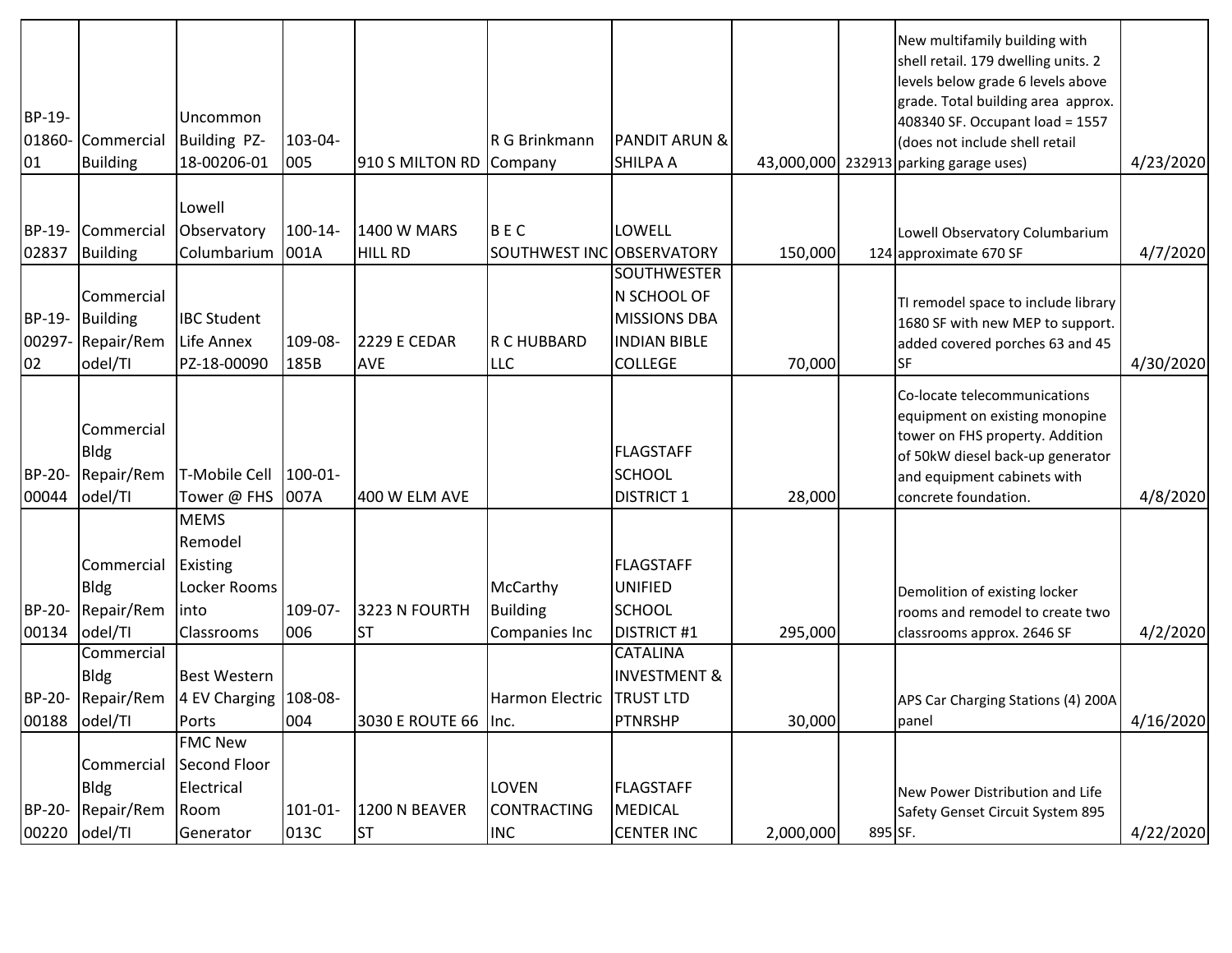| | | | | | | | | | | |
|---|---|---|---|---|---|---|---|---|---|---|
| BP-19-01860-01 | Commercial Building | Uncommon Building PZ-18-00206-01 | 103-04-005 | 910 S MILTON RD | R G Brinkmann Company | PANDIT ARUN & SHILPA A | 43,000,000 | 232913 | New multifamily building with shell retail. 179 dwelling units. 2 levels below grade 6 levels above grade. Total building area approx. 408340 SF. Occupant load = 1557 (does not include shell retail parking garage uses) | 4/23/2020 |
| BP-19-02837 | Commercial Building | Lowell Observatory Columbarium | 100-14-001A | 1400 W MARS HILL RD | B E C SOUTHWEST INC | LOWELL OBSERVATORY | 150,000 | 124 | Lowell Observatory Columbarium approximate 670 SF | 4/7/2020 |
| BP-19-00297-02 | Commercial Building Repair/Remodel/TI | IBC Student Life Annex PZ-18-00090 | 109-08-185B | 2229 E CEDAR AVE | R C HUBBARD LLC | SOUTHWESTERN SCHOOL OF MISSIONS DBA INDIAN BIBLE COLLEGE | 70,000 | | TI remodel space to include library 1680 SF with new MEP to support. added covered porches 63 and 45 SF | 4/30/2020 |
| BP-20-00044 | Commercial Bldg Repair/Remodel/TI | T-Mobile Cell Tower @ FHS | 100-01-007A | 400 W ELM AVE | | FLAGSTAFF SCHOOL DISTRICT 1 | 28,000 | | Co-locate telecommunications equipment on existing monopine tower on FHS property. Addition of 50kW diesel back-up generator and equipment cabinets with concrete foundation. | 4/8/2020 |
| BP-20-00134 | Commercial Bldg Repair/Remodel/TI | MEMS Remodel Existing Locker Rooms into Classrooms | 109-07-006 | 3223 N FOURTH ST | McCarthy Building Companies Inc | FLAGSTAFF UNIFIED SCHOOL DISTRICT #1 | 295,000 | | Demolition of existing locker rooms and remodel to create two classrooms approx. 2646 SF | 4/2/2020 |
| BP-20-00188 | Commercial Bldg Repair/Remodel/TI | Best Western 4 EV Charging Ports | 108-08-004 | 3030 E ROUTE 66 | Harmon Electric Inc. | CATALINA INVESTMENT & TRUST LTD PTNRSHP | 30,000 | | APS Car Charging Stations (4) 200A panel | 4/16/2020 |
| BP-20-00220 | Commercial Bldg Repair/Remodel/TI | FMC New Second Floor Electrical Room Generator | 101-01-013C | 1200 N BEAVER ST | LOVEN CONTRACTING INC | FLAGSTAFF MEDICAL CENTER INC | 2,000,000 | 895 | New Power Distribution and Life Safety Genset Circuit System 895 SF. | 4/22/2020 |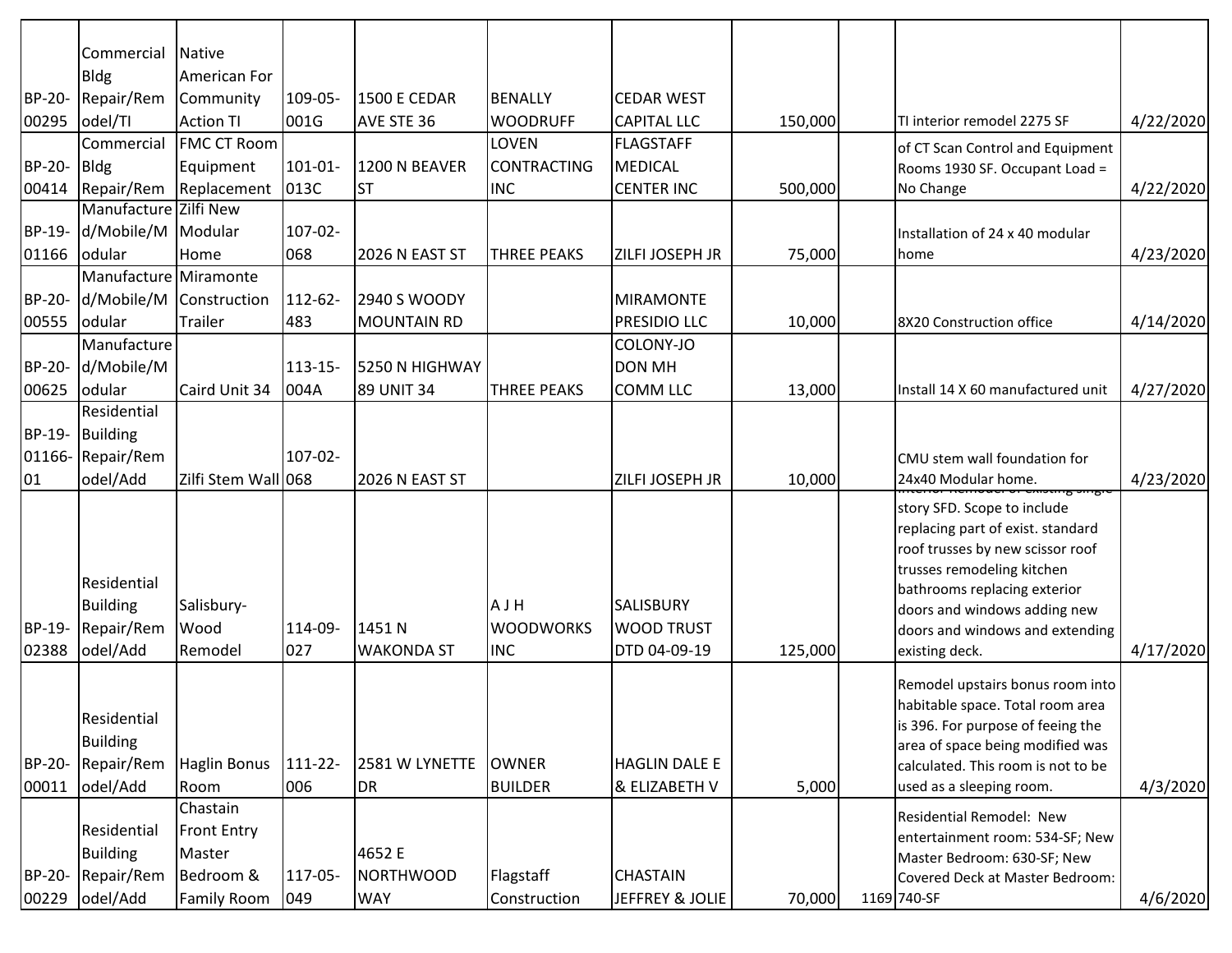| | | | | | | | | | | |
|---|---|---|---|---|---|---|---|---|---|---|
| BP-20-00295 | Commercial Bldg Repair/Remodel/TI | Native American For Community Action TI | 109-05-001G | 1500 E CEDAR AVE STE 36 | BENALLY WOODRUFF | CEDAR WEST CAPITAL LLC | 150,000 | | TI interior remodel 2275 SF | 4/22/2020 |
| BP-20-00414 | Commercial Bldg Repair/Rem | FMC CT Room Equipment Replacement | 101-01-013C | 1200 N BEAVER ST | LOVEN CONTRACTING INC | FLAGSTAFF MEDICAL CENTER INC | 500,000 | | of CT Scan Control and Equipment Rooms 1930 SF. Occupant Load = No Change | 4/22/2020 |
| BP-19-01166 | Manufactured/Mobile/Modular | Zilfi New Modular Home | 107-02-068 | 2026 N EAST ST | THREE PEAKS | ZILFI JOSEPH JR | 75,000 | | Installation of 24 x 40 modular home | 4/23/2020 |
| BP-20-00555 | Manufactured/Mobile/Modular | Miramonte Construction Trailer | 112-62-483 | 2940 S WOODY MOUNTAIN RD | | MIRAMONTE PRESIDIO LLC | 10,000 | | 8X20 Construction office | 4/14/2020 |
| BP-20-00625 | Manufactured/Mobile/Modular | Caird Unit 34 | 113-15-004A | 5250 N HIGHWAY 89 UNIT 34 | THREE PEAKS | COLONY-JO DON MH COMM LLC | 13,000 | | Install 14 X 60 manufactured unit | 4/27/2020 |
| BP-19-01166-01 | Residential Building Repair/Remodel/Add | Zilfi Stem Wall | 107-02-068 | 2026 N EAST ST | | ZILFI JOSEPH JR | 10,000 | | CMU stem wall foundation for 24x40 Modular home. | 4/23/2020 |
| BP-19-02388 | Residential Building Repair/Remodel/Add | Salisbury-Wood Remodel | 114-09-027 | 1451 N WAKONDA ST | A J H WOODWORKS INC | SALISBURY WOOD TRUST DTD 04-09-19 | 125,000 | | Interior Remodel of existing single story SFD. Scope to include replacing part of exist. standard roof trusses by new scissor roof trusses remodeling kitchen bathrooms replacing exterior doors and windows adding new doors and windows and extending existing deck. | 4/17/2020 |
| BP-20-00011 | Residential Building Repair/Remodel/Add | Haglin Bonus Room | 111-22-006 | 2581 W LYNETTE DR | OWNER BUILDER | HAGLIN DALE E & ELIZABETH V | 5,000 | | Remodel upstairs bonus room into habitable space. Total room area is 396. For purpose of feeing the area of space being modified was calculated. This room is not to be used as a sleeping room. | 4/3/2020 |
| BP-20-00229 | Residential Building Repair/Remodel/Add | Chastain Front Entry Master Bedroom & Family Room | 117-05-049 | 4652 E NORTHWOOD WAY | Flagstaff Construction | CHASTAIN JEFFREY & JOLIE | 70,000 | 1169 | Residential Remodel: New entertainment room: 534-SF; New Master Bedroom: 630-SF; New Covered Deck at Master Bedroom: 740-SF | 4/6/2020 |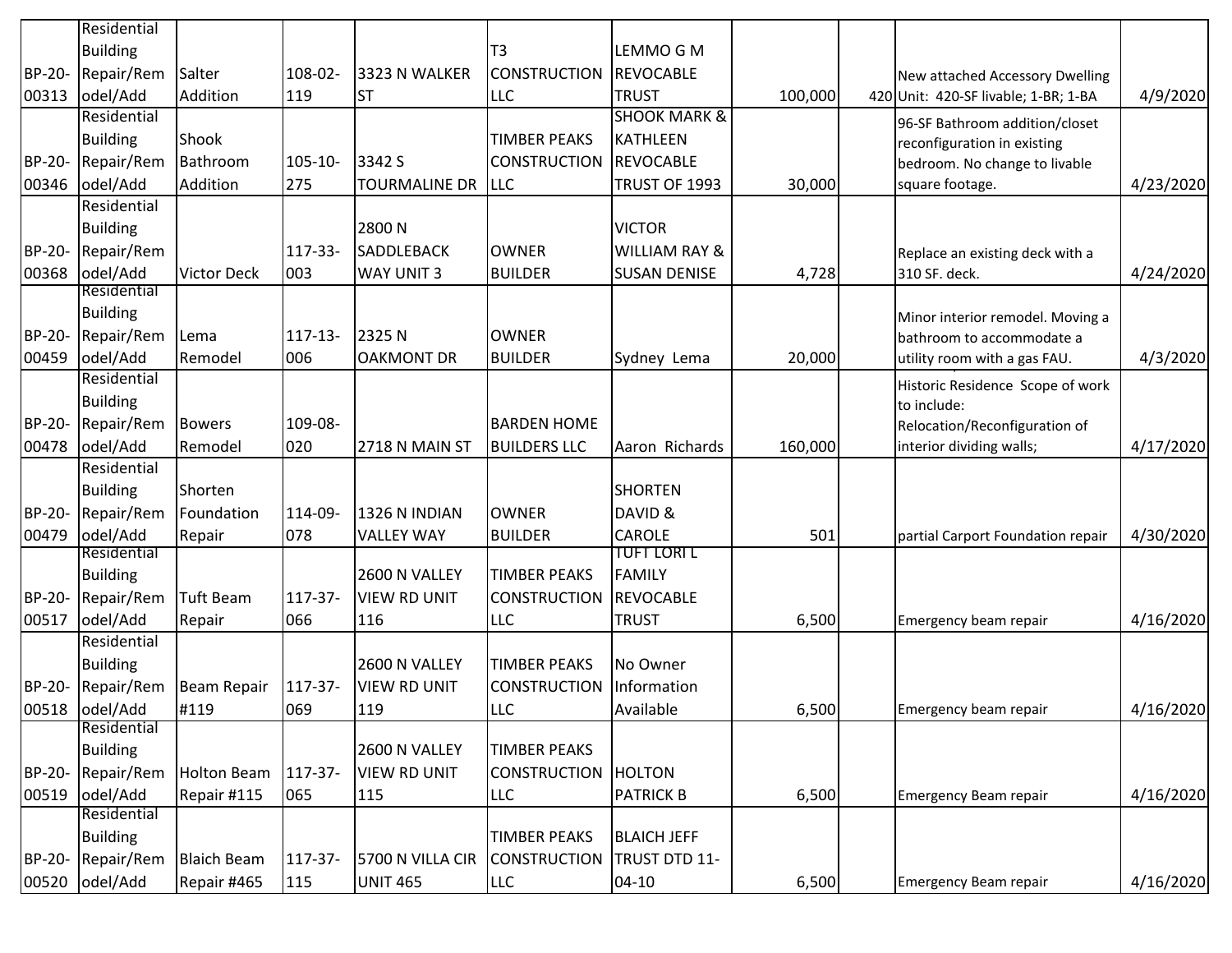| | | | | | | | | | | |
|---|---|---|---|---|---|---|---|---|---|---|
| BP-20-00313 | Residential Building Repair/Remodel/Add | Salter Addition | 108-02-119 | 3323 N WALKER ST | T3 CONSTRUCTION LLC | LEMMO G M REVOCABLE TRUST | 100,000 | 420 | New attached Accessory Dwelling Unit: 420-SF livable; 1-BR; 1-BA | 4/9/2020 |
| BP-20-00346 | Residential Building Repair/Remodel/Add | Shook Bathroom Addition | 105-10-275 | 3342 S TOURMALINE DR | TIMBER PEAKS CONSTRUCTION LLC | SHOOK MARK & KATHLEEN REVOCABLE TRUST OF 1993 | 30,000 | | 96-SF Bathroom addition/closet reconfiguration in existing bedroom. No change to livable square footage. | 4/23/2020 |
| BP-20-00368 | Residential Building Repair/Remodel/Add | Victor Deck | 117-33-003 | 2800 N SADDLEBACK WAY UNIT 3 | OWNER BUILDER | VICTOR WILLIAM RAY & SUSAN DENISE | 4,728 | | Replace an existing deck with a 310 SF. deck. | 4/24/2020 |
| BP-20-00459 | Residential Building Repair/Remodel/Add | Lema Remodel | 117-13-006 | 2325 N OAKMONT DR | OWNER BUILDER | Sydney Lema | 20,000 | | Minor interior remodel. Moving a bathroom to accommodate a utility room with a gas FAU. | 4/3/2020 |
| BP-20-00478 | Residential Building Repair/Remodel/Add | Bowers Remodel | 109-08-020 | 2718 N MAIN ST | BARDEN HOME BUILDERS LLC | Aaron Richards | 160,000 | | Historic Residence Scope of work to include: Relocation/Reconfiguration of interior dividing walls; | 4/17/2020 |
| BP-20-00479 | Residential Building Repair/Remodel/Add | Shorten Foundation Repair | 114-09-078 | 1326 N INDIAN VALLEY WAY | OWNER BUILDER | SHORTEN DAVID & CAROLE | 501 | | partial Carport Foundation repair | 4/30/2020 |
| BP-20-00517 | Residential Building Repair/Remodel/Add | Tuft Beam Repair | 117-37-066 | 2600 N VALLEY VIEW RD UNIT 116 | TIMBER PEAKS CONSTRUCTION LLC | TUFT LORI L FAMILY REVOCABLE TRUST | 6,500 | | Emergency beam repair | 4/16/2020 |
| BP-20-00518 | Residential Building Repair/Remodel/Add | Beam Repair #119 | 117-37-069 | 2600 N VALLEY VIEW RD UNIT 119 | TIMBER PEAKS CONSTRUCTION LLC | No Owner Information Available | 6,500 | | Emergency beam repair | 4/16/2020 |
| BP-20-00519 | Residential Building Repair/Remodel/Add | Holton Beam Repair #115 | 117-37-065 | 2600 N VALLEY VIEW RD UNIT 115 | TIMBER PEAKS CONSTRUCTION LLC | HOLTON PATRICK B | 6,500 | | Emergency Beam repair | 4/16/2020 |
| BP-20-00520 | Residential Building Repair/Remodel/Add | Blaich Beam Repair #465 | 117-37-115 | 5700 N VILLA CIR UNIT 465 | TIMBER PEAKS CONSTRUCTION LLC | BLAICH JEFF TRUST DTD 11-04-10 | 6,500 | | Emergency Beam repair | 4/16/2020 |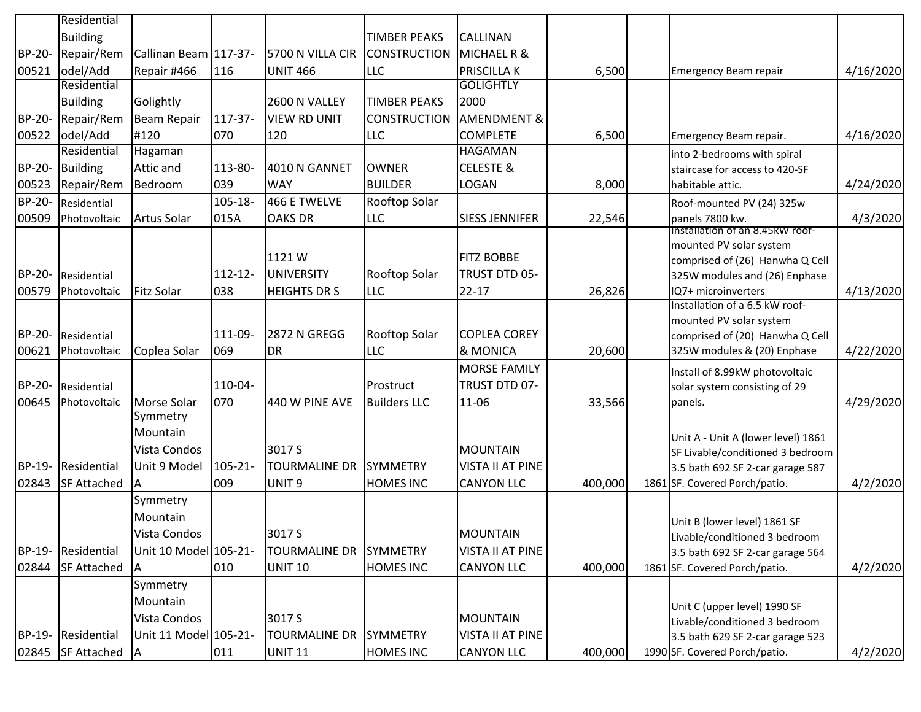| | | | | | | | | | | |
|---|---|---|---|---|---|---|---|---|---|---|
| BP-20-00521 | Residential Building Repair/Remodel/Add | Callinan Beam Repair #466 | 117-37-116 | 5700 N VILLA CIR UNIT 466 | TIMBER PEAKS CONSTRUCTION LLC | CALLINAN MICHAEL R & PRISCILLA K | 6,500 | | Emergency Beam repair | 4/16/2020 |
| BP-20-00522 | Residential Building Repair/Remodel/Add | Golightly Beam Repair #120 | 117-37-070 | 2600 N VALLEY VIEW RD UNIT 120 | TIMBER PEAKS CONSTRUCTION LLC | GOLIGHTLY 2000 AMENDMENT & COMPLETE | 6,500 | | Emergency Beam repair. | 4/16/2020 |
| BP-20-00523 | Residential Building Repair/Rem | Hagaman Attic and Bedroom | 113-80-039 | 4010 N GANNET WAY | OWNER BUILDER | HAGAMAN CELESTE & LOGAN | 8,000 | | into 2-bedrooms with spiral staircase for access to 420-SF habitable attic. | 4/24/2020 |
| BP-20-00509 | Residential Photovoltaic | Artus Solar | 105-18-015A | 466 E TWELVE OAKS DR | Rooftop Solar LLC | SIESS JENNIFER | 22,546 | | Roof-mounted PV (24) 325w panels 7800 kw. | 4/3/2020 |
| BP-20-00579 | Residential Photovoltaic | Fitz Solar | 112-12-038 | 1121 W UNIVERSITY HEIGHTS DR S | Rooftop Solar LLC | FITZ BOBBE TRUST DTD 05-22-17 | 26,826 | | Installation of an 8.45kW roof-mounted PV solar system comprised of (26) Hanwha Q Cell 325W modules and (26) Enphase IQ7+ microinverters | 4/13/2020 |
| BP-20-00621 | Residential Photovoltaic | Coplea Solar | 111-09-069 | 2872 N GREGG DR | Rooftop Solar LLC | COPLEA COREY & MONICA | 20,600 | | Installation of a 6.5 kW roof-mounted PV solar system comprised of (20) Hanwha Q Cell 325W modules & (20) Enphase | 4/22/2020 |
| BP-20-00645 | Residential Photovoltaic | Morse Solar | 110-04-070 | 440 W PINE AVE | Prostruct Builders LLC | MORSE FAMILY TRUST DTD 07-11-06 | 33,566 | | Install of 8.99kW photovoltaic solar system consisting of 29 panels. | 4/29/2020 |
| BP-19-02843 | Residential SF Attached | Symmetry Mountain Vista Condos Unit 9 Model A | 105-21-009 | 3017 S TOURMALINE DR UNIT 9 | SYMMETRY HOMES INC | MOUNTAIN VISTA II AT PINE CANYON LLC | 400,000 | 1861 | Unit A - Unit A (lower level) 1861 SF Livable/conditioned 3 bedroom 3.5 bath 692 SF 2-car garage 587 SF. Covered Porch/patio. | 4/2/2020 |
| BP-19-02844 | Residential SF Attached | Symmetry Mountain Vista Condos Unit 10 Model A | 105-21-010 | 3017 S TOURMALINE DR UNIT 10 | SYMMETRY HOMES INC | MOUNTAIN VISTA II AT PINE CANYON LLC | 400,000 | 1861 | Unit B (lower level) 1861 SF Livable/conditioned 3 bedroom 3.5 bath 692 SF 2-car garage 564 SF. Covered Porch/patio. | 4/2/2020 |
| BP-19-02845 | Residential SF Attached | Symmetry Mountain Vista Condos Unit 11 Model A | 105-21-011 | 3017 S TOURMALINE DR UNIT 11 | SYMMETRY HOMES INC | MOUNTAIN VISTA II AT PINE CANYON LLC | 400,000 | 1990 | Unit C (upper level) 1990 SF Livable/conditioned 3 bedroom 3.5 bath 629 SF 2-car garage 523 SF. Covered Porch/patio. | 4/2/2020 |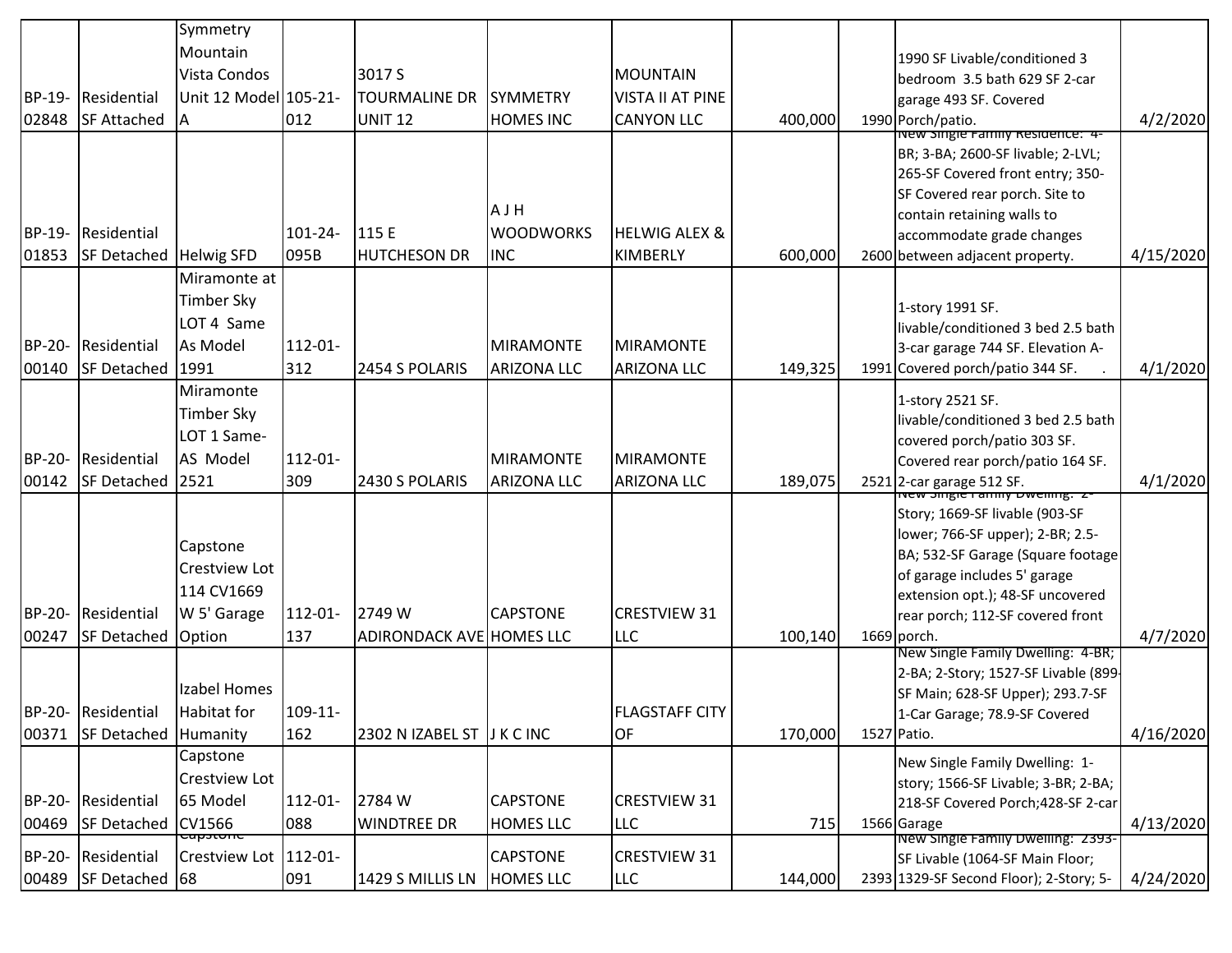| | | | | | | | | | | |
|---|---|---|---|---|---|---|---|---|---|---|
| BP-19-02848 | Residential SF Attached | Symmetry Mountain Vista Condos Unit 12 Model A | 105-21-012 | 3017 S TOURMALINE DR UNIT 12 | SYMMETRY HOMES INC | MOUNTAIN VISTA II AT PINE CANYON LLC | 400,000 | 1990 | 1990 SF Livable/conditioned 3 bedroom 3.5 bath 629 SF 2-car garage 493 SF. Covered Porch/patio. | 4/2/2020 |
| BP-19-01853 | Residential SF Detached | Helwig SFD | 101-24-095B | 115 E HUTCHESON DR | A J H WOODWORKS INC | HELWIG ALEX & KIMBERLY | 600,000 | 2600 | New Single Family Residence: 4-BR; 3-BA; 2600-SF livable; 2-LVL; 265-SF Covered front entry; 350-SF Covered rear porch. Site to contain retaining walls to accommodate grade changes between adjacent property. | 4/15/2020 |
| BP-20-00140 | Residential SF Detached | Miramonte at Timber Sky LOT 4 Same As Model 1991 | 112-01-312 | 2454 S POLARIS | MIRAMONTE ARIZONA LLC | MIRAMONTE ARIZONA LLC | 149,325 | 1991 | 1-story 1991 SF. livable/conditioned 3 bed 2.5 bath 3-car garage 744 SF. Elevation A-Covered porch/patio 344 SF. . | 4/1/2020 |
| BP-20-00142 | Residential SF Detached | Miramonte Timber Sky LOT 1 Same-AS Model 2521 | 112-01-309 | 2430 S POLARIS | MIRAMONTE ARIZONA LLC | MIRAMONTE ARIZONA LLC | 189,075 | 2521 | 1-story 2521 SF. livable/conditioned 3 bed 2.5 bath covered porch/patio 303 SF. Covered rear porch/patio 164 SF. 2-car garage 512 SF. | 4/1/2020 |
| BP-20-00247 | Residential SF Detached | Capstone Crestview Lot 114 CV1669 W 5' Garage Option | 112-01-137 | 2749 W ADIRONDACK AVE | CAPSTONE HOMES LLC | CRESTVIEW 31 LLC | 100,140 | 1669 | New Single Family Dwelling: 2-Story; 1669-SF livable (903-SF lower; 766-SF upper); 2-BR; 2.5-BA; 532-SF Garage (Square footage of garage includes 5' garage extension opt.); 48-SF uncovered rear porch; 112-SF covered front porch. | 4/7/2020 |
| BP-20-00371 | Residential SF Detached | Izabel Homes Habitat for Humanity | 109-11-162 | 2302 N IZABEL ST | J K C INC | FLAGSTAFF CITY OF | 170,000 | 1527 | New Single Family Dwelling: 4-BR; 2-BA; 2-Story; 1527-SF Livable (899-SF Main; 628-SF Upper); 293.7-SF 1-Car Garage; 78.9-SF Covered Patio. | 4/16/2020 |
| BP-20-00469 | Residential SF Detached | Capstone Crestview Lot 65 Model CV1566 | 112-01-088 | 2784 W WINDTREE DR | CAPSTONE HOMES LLC | CRESTVIEW 31 LLC | 715 | 1566 | New Single Family Dwelling: 1-story; 1566-SF Livable; 3-BR; 2-BA; 218-SF Covered Porch;428-SF 2-car Garage | 4/13/2020 |
| BP-20-00489 | Residential SF Detached | Capstone Crestview Lot 68 | 112-01-091 | 1429 S MILLIS LN | CAPSTONE HOMES LLC | CRESTVIEW 31 LLC | 144,000 | 2393 | New Single Family Dwelling: 2393-SF Livable (1064-SF Main Floor; 1329-SF Second Floor); 2-Story; 5- | 4/24/2020 |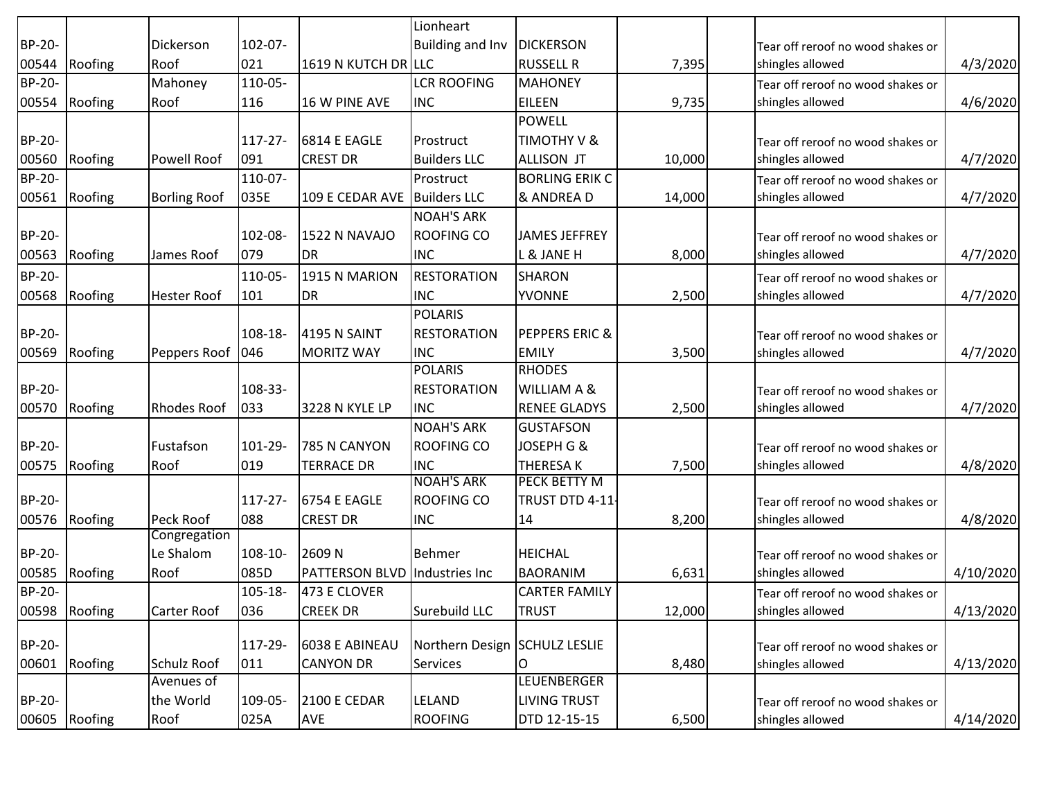| | | | | | | | | | | |
|---|---|---|---|---|---|---|---|---|---|---|
| BP-20-00544 | Roofing | Dickerson Roof | 102-07-021 | 1619 N KUTCH DR | Lionheart Building and Inv LLC | DICKERSON RUSSELL R | 7,395 | | Tear off reroof no wood shakes or shingles allowed | 4/3/2020 |
| BP-20-00554 | Roofing | Mahoney Roof | 110-05-116 | 16 W PINE AVE | LCR ROOFING INC | MAHONEY EILEEN | 9,735 | | Tear off reroof no wood shakes or shingles allowed | 4/6/2020 |
| BP-20-00560 | Roofing | Powell Roof | 117-27-091 | 6814 E EAGLE CREST DR | Prostruct Builders LLC | POWELL TIMOTHY V & ALLISON JT | 10,000 | | Tear off reroof no wood shakes or shingles allowed | 4/7/2020 |
| BP-20-00561 | Roofing | Borling Roof | 110-07-035E | 109 E CEDAR AVE | Prostruct Builders LLC | BORLING ERIK C & ANDREA D | 14,000 | | Tear off reroof no wood shakes or shingles allowed | 4/7/2020 |
| BP-20-00563 | Roofing | James Roof | 102-08-079 | 1522 N NAVAJO DR | NOAH'S ARK ROOFING CO INC | JAMES JEFFREY L & JANE H | 8,000 | | Tear off reroof no wood shakes or shingles allowed | 4/7/2020 |
| BP-20-00568 | Roofing | Hester Roof | 110-05-101 | 1915 N MARION DR | RESTORATION INC | SHARON YVONNE | 2,500 | | Tear off reroof no wood shakes or shingles allowed | 4/7/2020 |
| BP-20-00569 | Roofing | Peppers Roof | 108-18-046 | 4195 N SAINT MORITZ WAY | POLARIS RESTORATION INC | PEPPERS ERIC & EMILY | 3,500 | | Tear off reroof no wood shakes or shingles allowed | 4/7/2020 |
| BP-20-00570 | Roofing | Rhodes Roof | 108-33-033 | 3228 N KYLE LP | POLARIS RESTORATION INC | RHODES WILLIAM A & RENEE GLADYS | 2,500 | | Tear off reroof no wood shakes or shingles allowed | 4/7/2020 |
| BP-20-00575 | Roofing | Fustafson Roof | 101-29-019 | 785 N CANYON TERRACE DR | NOAH'S ARK ROOFING CO INC | GUSTAFSON JOSEPH G & THERESA K | 7,500 | | Tear off reroof no wood shakes or shingles allowed | 4/8/2020 |
| BP-20-00576 | Roofing | Peck Roof | 117-27-088 | 6754 E EAGLE CREST DR | NOAH'S ARK ROOFING CO INC | PECK BETTY M TRUST DTD 4-11-14 | 8,200 | | Tear off reroof no wood shakes or shingles allowed | 4/8/2020 |
| BP-20-00585 | Roofing | Congregation Le Shalom Roof | 108-10-085D | 2609 N PATTERSON BLVD | Behmer Industries Inc | HEICHAL BAORANIM | 6,631 | | Tear off reroof no wood shakes or shingles allowed | 4/10/2020 |
| BP-20-00598 | Roofing | Carter Roof | 105-18-036 | 473 E CLOVER CREEK DR | Surebuild LLC | CARTER FAMILY TRUST | 12,000 | | Tear off reroof no wood shakes or shingles allowed | 4/13/2020 |
| BP-20-00601 | Roofing | Schulz Roof | 117-29-011 | 6038 E ABINEAU CANYON DR | Northern Design Services | SCHULZ LESLIE O | 8,480 | | Tear off reroof no wood shakes or shingles allowed | 4/13/2020 |
| BP-20-00605 | Roofing | Avenues of the World Roof | 109-05-025A | 2100 E CEDAR AVE | LELAND ROOFING | LEUENBERGER LIVING TRUST DTD 12-15-15 | 6,500 | | Tear off reroof no wood shakes or shingles allowed | 4/14/2020 |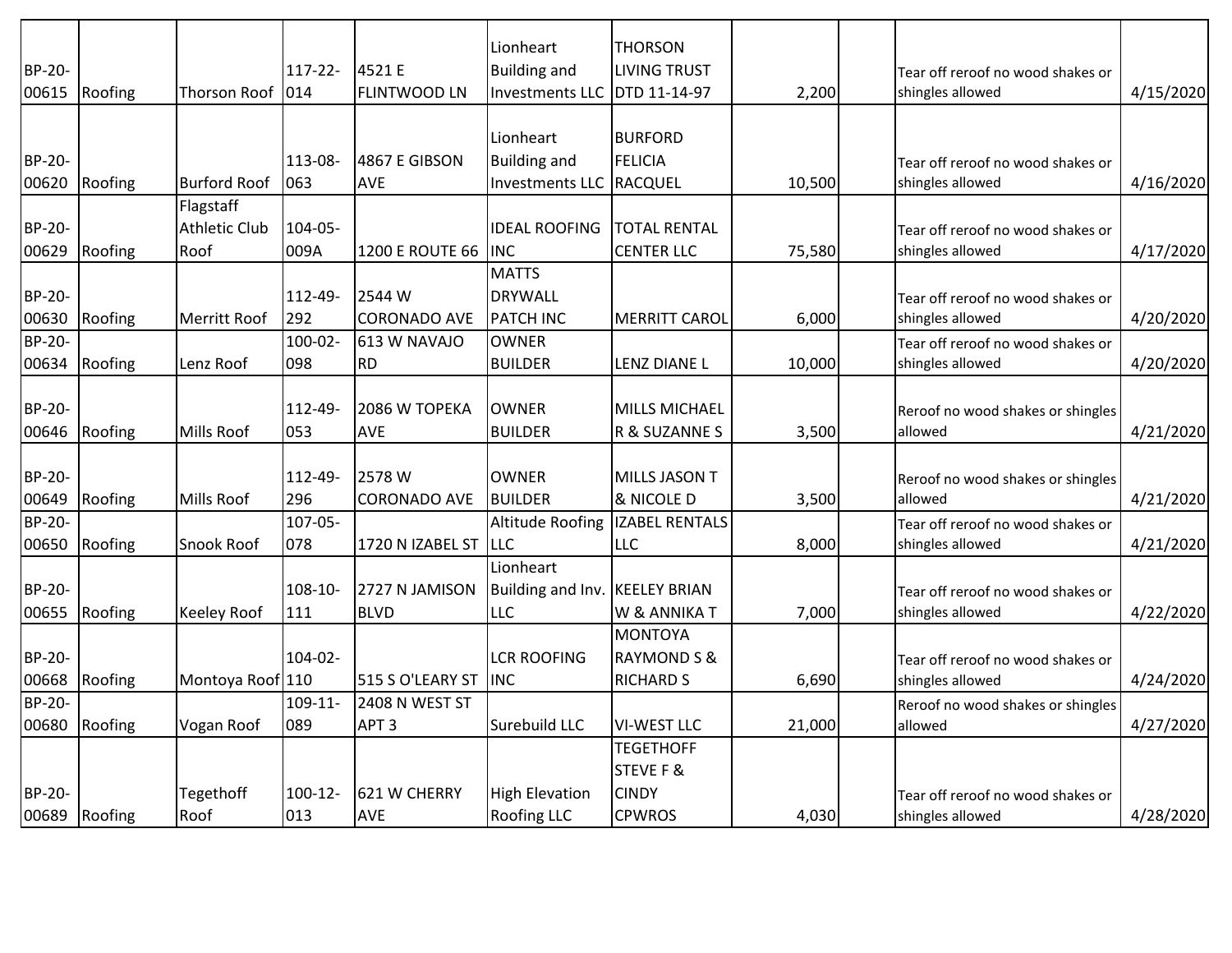| | | | | | | | | | | |
|---|---|---|---|---|---|---|---|---|---|---|
| BP-20-00615 | Roofing | Thorson Roof | 117-22-014 | 4521 E FLINTWOOD LN | Lionheart Building and Investments LLC | THORSON LIVING TRUST DTD 11-14-97 | 2,200 | | Tear off reroof no wood shakes or shingles allowed | 4/15/2020 |
| BP-20-00620 | Roofing | Burford Roof | 113-08-063 | 4867 E GIBSON AVE | Lionheart Building and Investments LLC | BURFORD FELICIA RACQUEL | 10,500 | | Tear off reroof no wood shakes or shingles allowed | 4/16/2020 |
| BP-20-00629 | Roofing | Flagstaff Athletic Club Roof | 104-05-009A | 1200 E ROUTE 66 | IDEAL ROOFING INC | TOTAL RENTAL CENTER LLC | 75,580 | | Tear off reroof no wood shakes or shingles allowed | 4/17/2020 |
| BP-20-00630 | Roofing | Merritt Roof | 112-49-292 | 2544 W CORONADO AVE | MATTS DRYWALL PATCH INC | MERRITT CAROL | 6,000 | | Tear off reroof no wood shakes or shingles allowed | 4/20/2020 |
| BP-20-00634 | Roofing | Lenz Roof | 100-02-098 | 613 W NAVAJO RD | OWNER BUILDER | LENZ DIANE L | 10,000 | | Tear off reroof no wood shakes or shingles allowed | 4/20/2020 |
| BP-20-00646 | Roofing | Mills Roof | 112-49-053 | 2086 W TOPEKA AVE | OWNER BUILDER | MILLS MICHAEL R & SUZANNE S | 3,500 | | Reroof no wood shakes or shingles allowed | 4/21/2020 |
| BP-20-00649 | Roofing | Mills Roof | 112-49-296 | 2578 W CORONADO AVE | OWNER BUILDER | MILLS JASON T & NICOLE D | 3,500 | | Reroof no wood shakes or shingles allowed | 4/21/2020 |
| BP-20-00650 | Roofing | Snook Roof | 107-05-078 | 1720 N IZABEL ST | Altitude Roofing LLC | IZABEL RENTALS LLC | 8,000 | | Tear off reroof no wood shakes or shingles allowed | 4/21/2020 |
| BP-20-00655 | Roofing | Keeley Roof | 108-10-111 | 2727 N JAMISON BLVD | Lionheart Building and Inv. LLC | KEELEY BRIAN W & ANNIKA T | 7,000 | | Tear off reroof no wood shakes or shingles allowed | 4/22/2020 |
| BP-20-00668 | Roofing | Montoya Roof | 104-02-110 | 515 S O'LEARY ST | LCR ROOFING INC | MONTOYA RAYMOND S & RICHARD S | 6,690 | | Tear off reroof no wood shakes or shingles allowed | 4/24/2020 |
| BP-20-00680 | Roofing | Vogan Roof | 109-11-089 | 2408 N WEST ST APT 3 | Surebuild LLC | VI-WEST LLC | 21,000 | | Reroof no wood shakes or shingles allowed | 4/27/2020 |
| BP-20-00689 | Roofing | Tegethoff Roof | 100-12-013 | 621 W CHERRY AVE | High Elevation Roofing LLC | TEGETHOFF STEVE F & CINDY CPWROS | 4,030 | | Tear off reroof no wood shakes or shingles allowed | 4/28/2020 |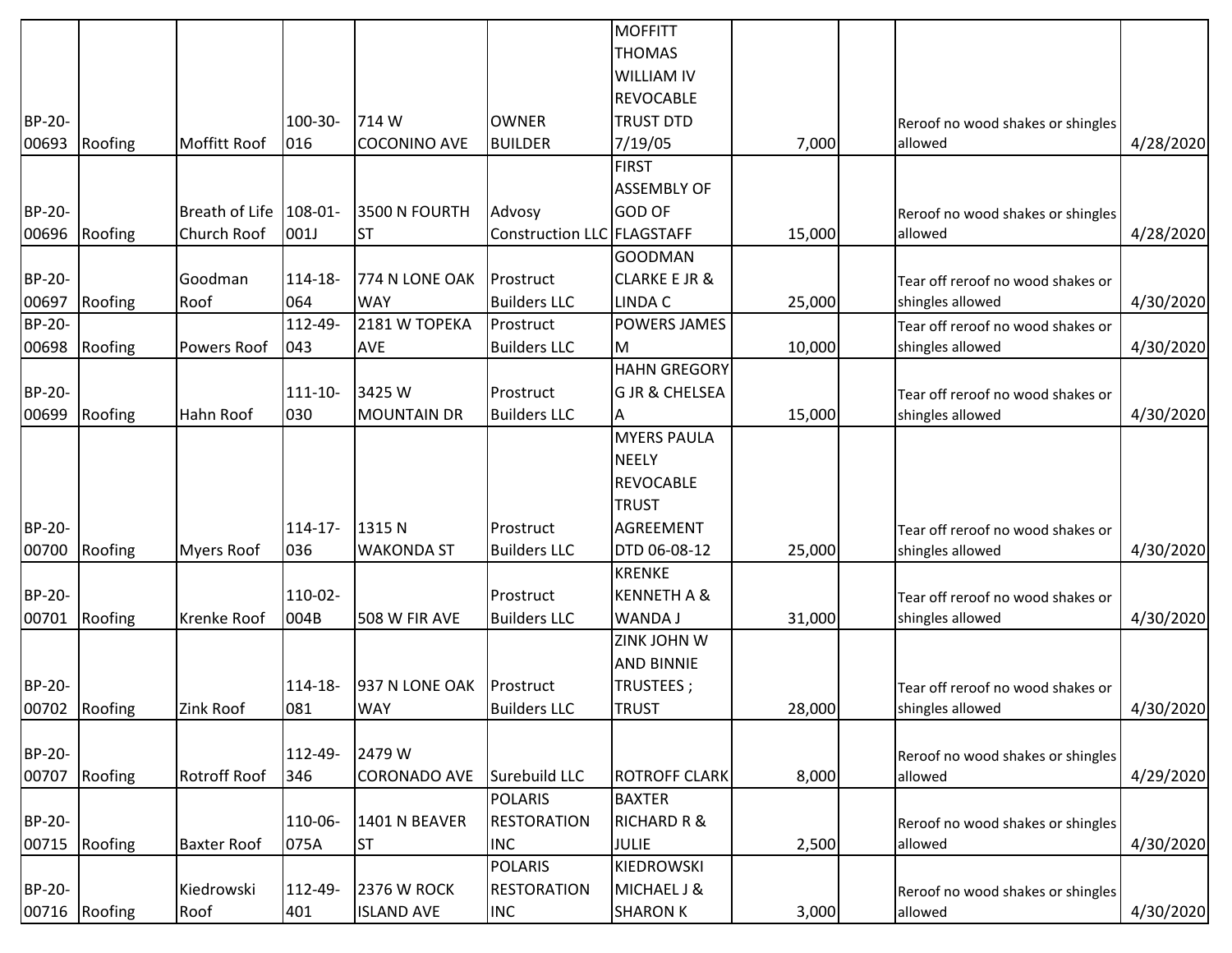| | | | | | | | | | | |
|---|---|---|---|---|---|---|---|---|---|---|
| BP-20-00693 | Roofing | Moffitt Roof | 100-30-016 | 714 W COCONINO AVE | OWNER BUILDER | MOFFITT THOMAS WILLIAM IV REVOCABLE TRUST DTD 7/19/05 | 7,000 | | Reroof no wood shakes or shingles allowed | 4/28/2020 |
| BP-20-00696 | Roofing | Breath of Life Church Roof | 108-01-001J | 3500 N FOURTH ST | Advosy Construction LLC | FIRST ASSEMBLY OF GOD OF FLAGSTAFF | 15,000 | | Reroof no wood shakes or shingles allowed | 4/28/2020 |
| BP-20-00697 | Roofing | Goodman Roof | 114-18-064 | 774 N LONE OAK WAY | Prostruct Builders LLC | GOODMAN CLARKE E JR & LINDA C | 25,000 | | Tear off reroof no wood shakes or shingles allowed | 4/30/2020 |
| BP-20-00698 | Roofing | Powers Roof | 112-49-043 | 2181 W TOPEKA AVE | Prostruct Builders LLC | POWERS JAMES M | 10,000 | | Tear off reroof no wood shakes or shingles allowed | 4/30/2020 |
| BP-20-00699 | Roofing | Hahn Roof | 111-10-030 | 3425 W MOUNTAIN DR | Prostruct Builders LLC | HAHN GREGORY G JR & CHELSEA A | 15,000 | | Tear off reroof no wood shakes or shingles allowed | 4/30/2020 |
| BP-20-00700 | Roofing | Myers Roof | 114-17-036 | 1315 N WAKONDA ST | Prostruct Builders LLC | MYERS PAULA NEELY REVOCABLE TRUST AGREEMENT DTD 06-08-12 | 25,000 | | Tear off reroof no wood shakes or shingles allowed | 4/30/2020 |
| BP-20-00701 | Roofing | Krenke Roof | 110-02-004B | 508 W FIR AVE | Prostruct Builders LLC | KRENKE KENNETH A & WANDA J | 31,000 | | Tear off reroof no wood shakes or shingles allowed | 4/30/2020 |
| BP-20-00702 | Roofing | Zink Roof | 114-18-081 | 937 N LONE OAK WAY | Prostruct Builders LLC | ZINK JOHN W AND BINNIE TRUSTEES ; TRUST | 28,000 | | Tear off reroof no wood shakes or shingles allowed | 4/30/2020 |
| BP-20-00707 | Roofing | Rotroff Roof | 112-49-346 | 2479 W CORONADO AVE | Surebuild LLC | ROTROFF CLARK | 8,000 | | Reroof no wood shakes or shingles allowed | 4/29/2020 |
| BP-20-00715 | Roofing | Baxter Roof | 110-06-075A | 1401 N BEAVER ST | POLARIS RESTORATION INC | BAXTER RICHARD R & JULIE | 2,500 | | Reroof no wood shakes or shingles allowed | 4/30/2020 |
| BP-20-00716 | Roofing | Kiedrowski Roof | 112-49-401 | 2376 W ROCK ISLAND AVE | POLARIS RESTORATION INC | KIEDROWSKI MICHAEL J & SHARON K | 3,000 | | Reroof no wood shakes or shingles allowed | 4/30/2020 |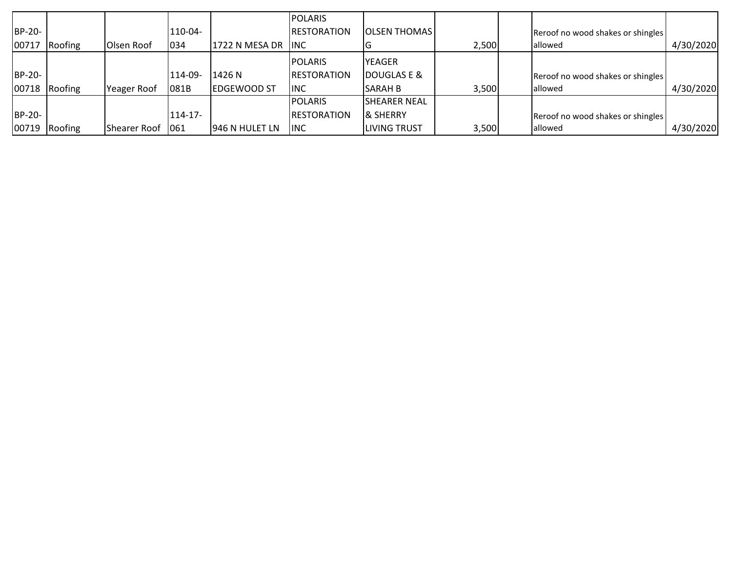| | | | | | | | | | | |
|---|---|---|---|---|---|---|---|---|---|---|
| BP-20-00717 | Roofing | Olsen Roof | 110-04-034 | 1722 N MESA DR | POLARIS RESTORATION INC | OLSEN THOMAS G | 2,500 | | Reroof no wood shakes or shingles allowed | 4/30/2020 |
| BP-20-00718 | Roofing | Yeager Roof | 114-09-081B | 1426 N EDGEWOOD ST | POLARIS RESTORATION INC | YEAGER DOUGLAS E & SARAH B | 3,500 | | Reroof no wood shakes or shingles allowed | 4/30/2020 |
| BP-20-00719 | Roofing | Shearer Roof | 114-17-061 | 946 N HULET LN | POLARIS RESTORATION INC | SHEARER NEAL & SHERRY LIVING TRUST | 3,500 | | Reroof no wood shakes or shingles allowed | 4/30/2020 |